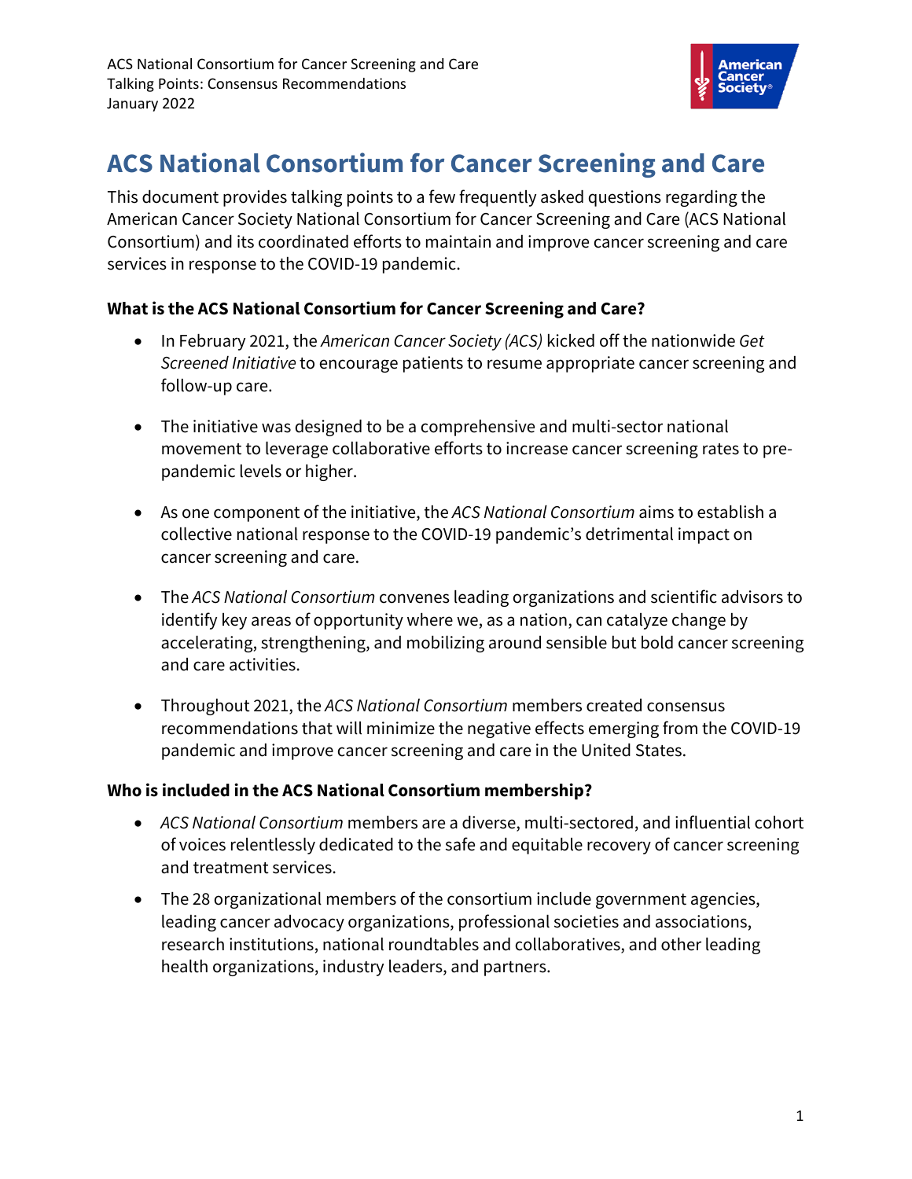# ACS National Consortium for Cancer Screening and Care

This document provides talking points to a few frequently asked questions regarding the American Cancer Society National Consortium for Cancer Screening and Care (ACS National Consortium) and its coordinated efforts to maintain and improve cancer screening and care services in response to the COVID-19 pandemic.

### What is the ACS National Consortium for Cancer Screening and Care?

- In February 2021, the *American Cancer Society (ACS)* kicked off the nationwide *Get Screened Initiative* to encourage patients to resume appropriate cancer screening and follow-up care.
- The initiative was designed to be a comprehensive and multi-sector national movement to leverage collaborative efforts to increase cancer screening rates to pre-pandemic levels or higher.
- As one component of the initiative, the *ACS National Consortium* aims to establish a collective national response to the COVID-19 pandemic's detrimental impact on cancer screening and care.
- The *ACS National Consortium* convenes leading organizations and scientific advisors to identify key areas of opportunity where we, as a nation, can catalyze change by accelerating, strengthening, and mobilizing around sensible but bold cancer screening and care activities.
- Throughout 2021, the *ACS National Consortium* members created consensus recommendations that will minimize the negative effects emerging from the COVID-19 pandemic and improve cancer screening and care in the United States.

### Who is included in the ACS National Consortium membership?

- *ACS National Consortium* members are a diverse, multi-sectored, and influential cohort of voices relentlessly dedicated to the safe and equitable recovery of cancer screening and treatment services.
- The 28 organizational members of the consortium include government agencies, leading cancer advocacy organizations, professional societies and associations, research institutions, national roundtables and collaboratives, and other leading health organizations, industry leaders, and partners.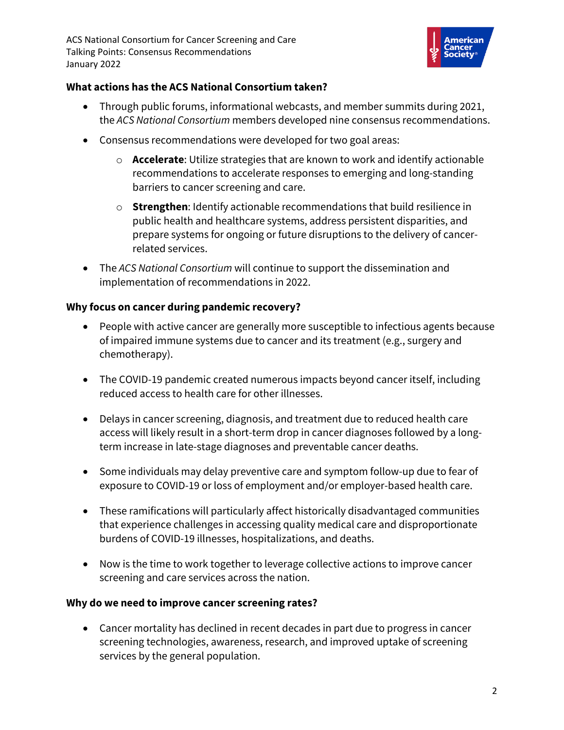### What actions has the ACS National Consortium taken?

- Through public forums, informational webcasts, and member summits during 2021, the *ACS National Consortium* members developed nine consensus recommendations.
- Consensus recommendations were developed for two goal areas:
  - **Accelerate**: Utilize strategies that are known to work and identify actionable recommendations to accelerate responses to emerging and long-standing barriers to cancer screening and care.
  - **Strengthen**: Identify actionable recommendations that build resilience in public health and healthcare systems, address persistent disparities, and prepare systems for ongoing or future disruptions to the delivery of cancer-related services.
- The *ACS National Consortium* will continue to support the dissemination and implementation of recommendations in 2022.

### Why focus on cancer during pandemic recovery?

- People with active cancer are generally more susceptible to infectious agents because of impaired immune systems due to cancer and its treatment (e.g., surgery and chemotherapy).
- The COVID-19 pandemic created numerous impacts beyond cancer itself, including reduced access to health care for other illnesses.
- Delays in cancer screening, diagnosis, and treatment due to reduced health care access will likely result in a short-term drop in cancer diagnoses followed by a long-term increase in late-stage diagnoses and preventable cancer deaths.
- Some individuals may delay preventive care and symptom follow-up due to fear of exposure to COVID-19 or loss of employment and/or employer-based health care.
- These ramifications will particularly affect historically disadvantaged communities that experience challenges in accessing quality medical care and disproportionate burdens of COVID-19 illnesses, hospitalizations, and deaths.
- Now is the time to work together to leverage collective actions to improve cancer screening and care services across the nation.

### Why do we need to improve cancer screening rates?

- Cancer mortality has declined in recent decades in part due to progress in cancer screening technologies, awareness, research, and improved uptake of screening services by the general population.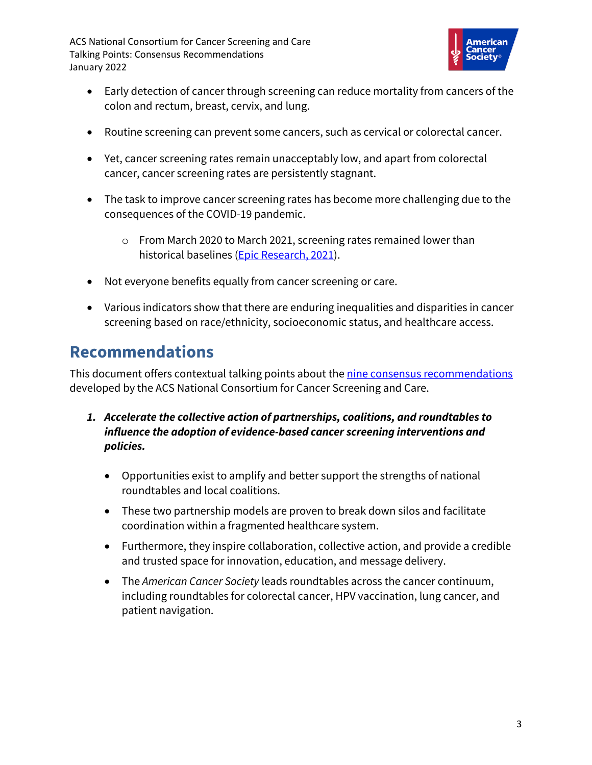- Early detection of cancer through screening can reduce mortality from cancers of the colon and rectum, breast, cervix, and lung.
- Routine screening can prevent some cancers, such as cervical or colorectal cancer.
- Yet, cancer screening rates remain unacceptably low, and apart from colorectal cancer, cancer screening rates are persistently stagnant.
- The task to improve cancer screening rates has become more challenging due to the consequences of the COVID-19 pandemic.
    - From March 2020 to March 2021, screening rates remained lower than historical baselines (Epic Research, 2021).
- Not everyone benefits equally from cancer screening or care.
- Various indicators show that there are enduring inequalities and disparities in cancer screening based on race/ethnicity, socioeconomic status, and healthcare access.

## Recommendations

This document offers contextual talking points about the nine consensus recommendations developed by the ACS National Consortium for Cancer Screening and Care.

1. ***Accelerate the collective action of partnerships, coalitions, and roundtables to influence the adoption of evidence-based cancer screening interventions and policies.***

    - Opportunities exist to amplify and better support the strengths of national roundtables and local coalitions.
    - These two partnership models are proven to break down silos and facilitate coordination within a fragmented healthcare system.
    - Furthermore, they inspire collaboration, collective action, and provide a credible and trusted space for innovation, education, and message delivery.
    - The *American Cancer Society* leads roundtables across the cancer continuum, including roundtables for colorectal cancer, HPV vaccination, lung cancer, and patient navigation.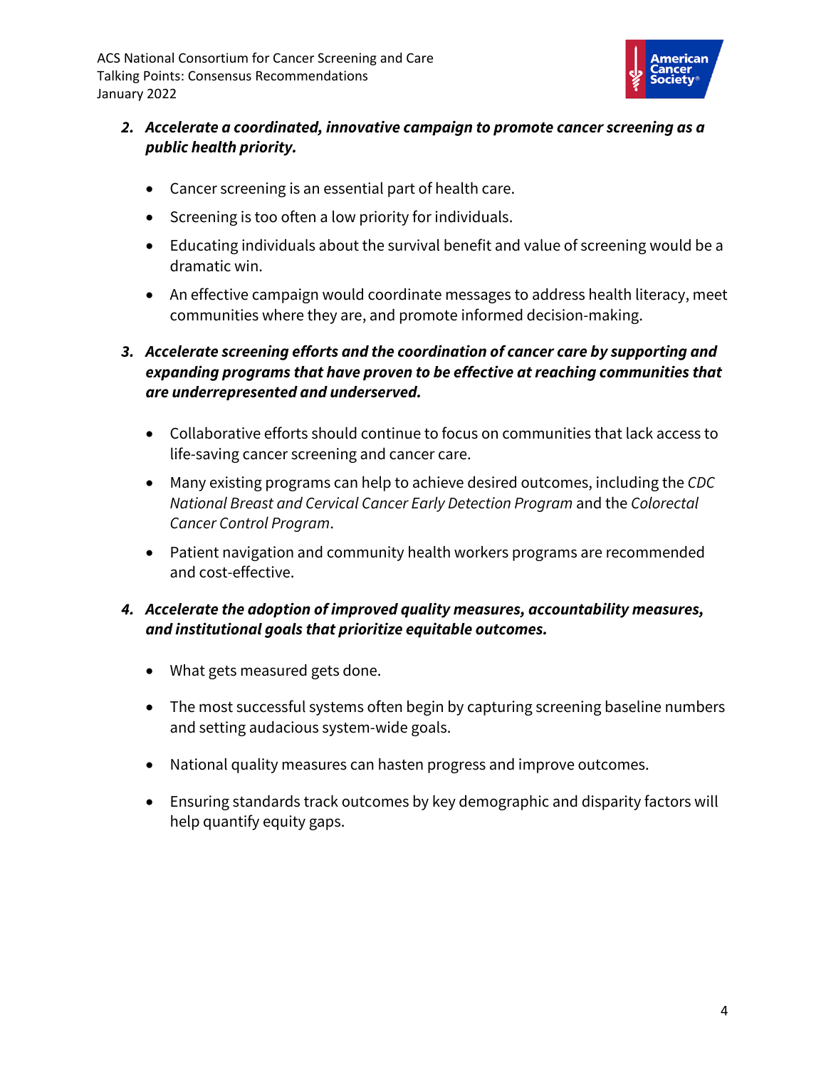2. ***Accelerate a coordinated, innovative campaign to promote cancer screening as a public health priority.***

    - Cancer screening is an essential part of health care.
    - Screening is too often a low priority for individuals.
    - Educating individuals about the survival benefit and value of screening would be a dramatic win.
    - An effective campaign would coordinate messages to address health literacy, meet communities where they are, and promote informed decision-making.

3. ***Accelerate screening efforts and the coordination of cancer care by supporting and expanding programs that have proven to be effective at reaching communities that are underrepresented and underserved.***

    - Collaborative efforts should continue to focus on communities that lack access to life-saving cancer screening and cancer care.
    - Many existing programs can help to achieve desired outcomes, including the *CDC National Breast and Cervical Cancer Early Detection Program* and the *Colorectal Cancer Control Program*.
    - Patient navigation and community health workers programs are recommended and cost-effective.

4. ***Accelerate the adoption of improved quality measures, accountability measures, and institutional goals that prioritize equitable outcomes.***

    - What gets measured gets done.
    - The most successful systems often begin by capturing screening baseline numbers and setting audacious system-wide goals.
    - National quality measures can hasten progress and improve outcomes.
    - Ensuring standards track outcomes by key demographic and disparity factors will help quantify equity gaps.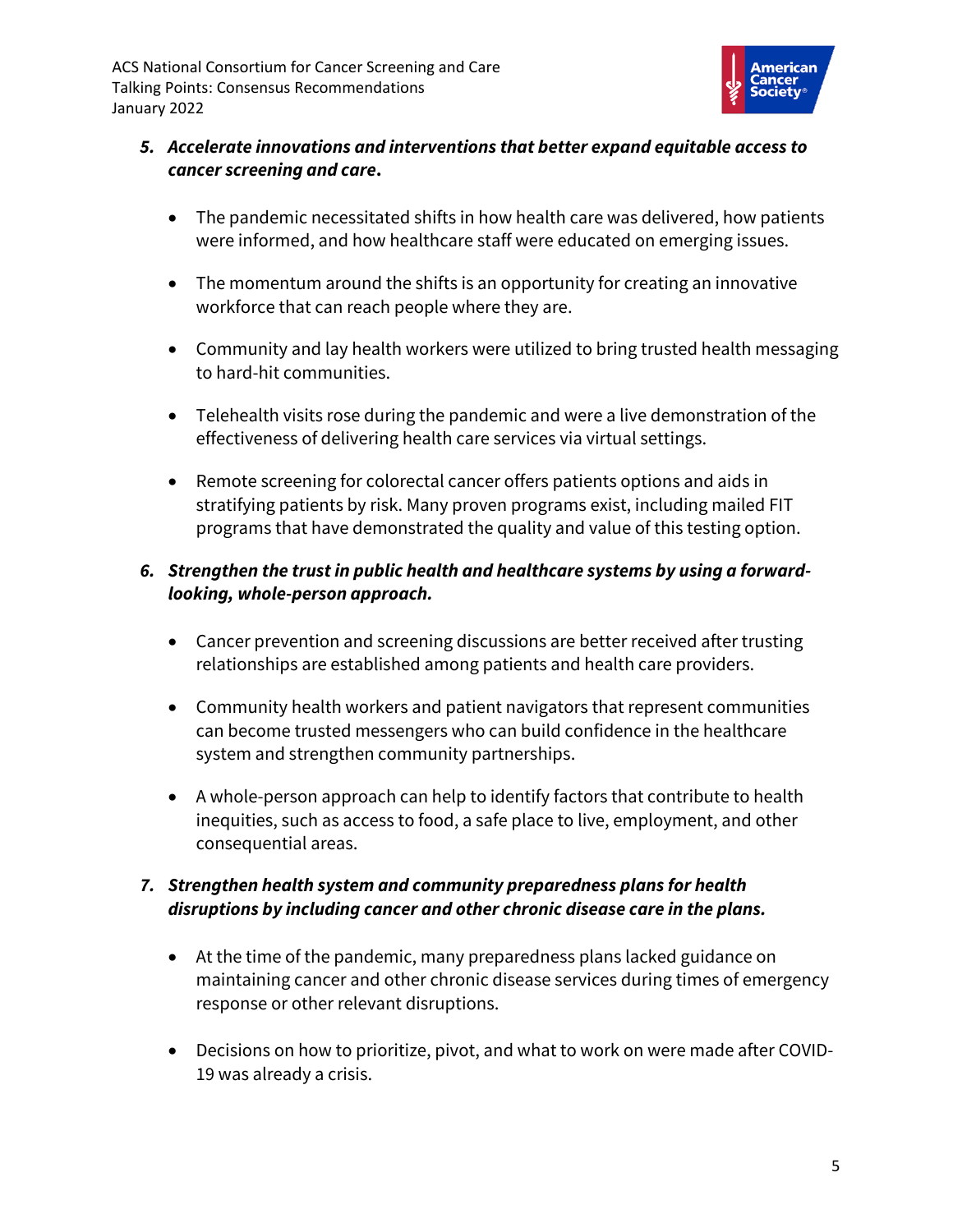5. ***Accelerate innovations and interventions that better expand equitable access to cancer screening and care.***

    - The pandemic necessitated shifts in how health care was delivered, how patients were informed, and how healthcare staff were educated on emerging issues.
    - The momentum around the shifts is an opportunity for creating an innovative workforce that can reach people where they are.
    - Community and lay health workers were utilized to bring trusted health messaging to hard-hit communities.
    - Telehealth visits rose during the pandemic and were a live demonstration of the effectiveness of delivering health care services via virtual settings.
    - Remote screening for colorectal cancer offers patients options and aids in stratifying patients by risk. Many proven programs exist, including mailed FIT programs that have demonstrated the quality and value of this testing option.

6. ***Strengthen the trust in public health and healthcare systems by using a forward-looking, whole-person approach.***

    - Cancer prevention and screening discussions are better received after trusting relationships are established among patients and health care providers.
    - Community health workers and patient navigators that represent communities can become trusted messengers who can build confidence in the healthcare system and strengthen community partnerships.
    - A whole-person approach can help to identify factors that contribute to health inequities, such as access to food, a safe place to live, employment, and other consequential areas.

7. ***Strengthen health system and community preparedness plans for health disruptions by including cancer and other chronic disease care in the plans.***

    - At the time of the pandemic, many preparedness plans lacked guidance on maintaining cancer and other chronic disease services during times of emergency response or other relevant disruptions.
    - Decisions on how to prioritize, pivot, and what to work on were made after COVID-19 was already a crisis.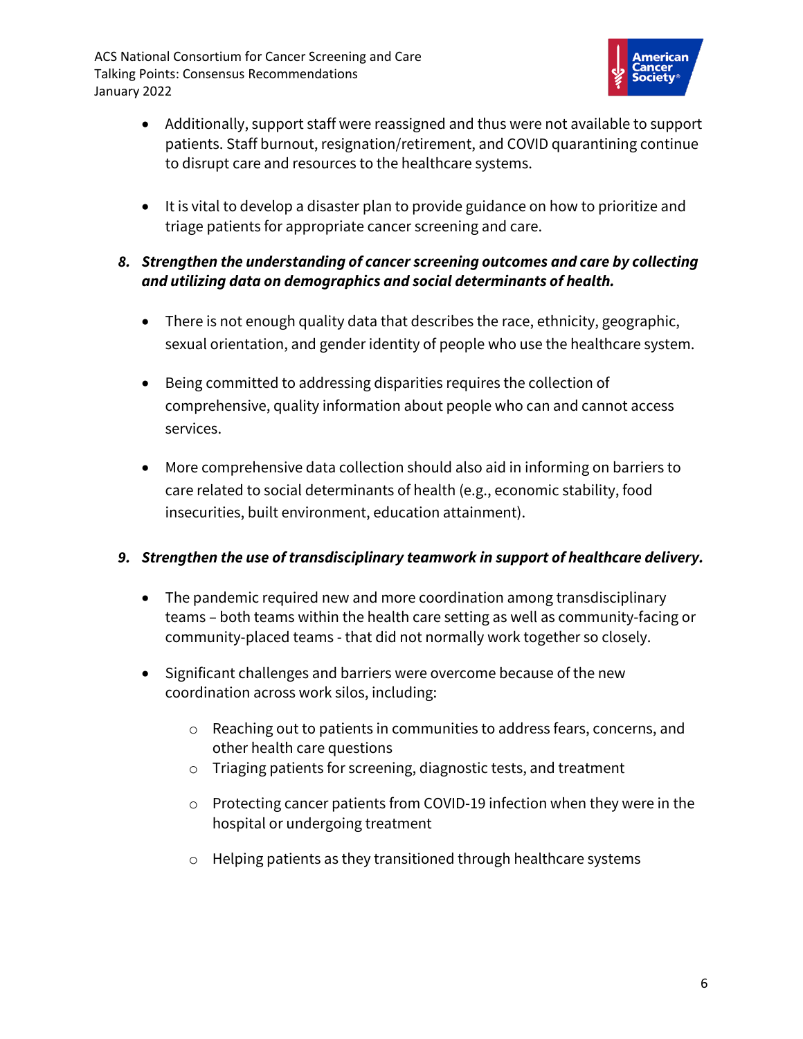- Additionally, support staff were reassigned and thus were not available to support patients. Staff burnout, resignation/retirement, and COVID quarantining continue to disrupt care and resources to the healthcare systems.

- It is vital to develop a disaster plan to provide guidance on how to prioritize and triage patients for appropriate cancer screening and care.

8. ***Strengthen the understanding of cancer screening outcomes and care by collecting and utilizing data on demographics and social determinants of health.***

   - There is not enough quality data that describes the race, ethnicity, geographic, sexual orientation, and gender identity of people who use the healthcare system.

   - Being committed to addressing disparities requires the collection of comprehensive, quality information about people who can and cannot access services.

   - More comprehensive data collection should also aid in informing on barriers to care related to social determinants of health (e.g., economic stability, food insecurities, built environment, education attainment).

9. ***Strengthen the use of transdisciplinary teamwork in support of healthcare delivery.***

   - The pandemic required new and more coordination among transdisciplinary teams – both teams within the health care setting as well as community-facing or community-placed teams - that did not normally work together so closely.

   - Significant challenges and barriers were overcome because of the new coordination across work silos, including:

     - Reaching out to patients in communities to address fears, concerns, and other health care questions
     - Triaging patients for screening, diagnostic tests, and treatment
     - Protecting cancer patients from COVID-19 infection when they were in the hospital or undergoing treatment
     - Helping patients as they transitioned through healthcare systems